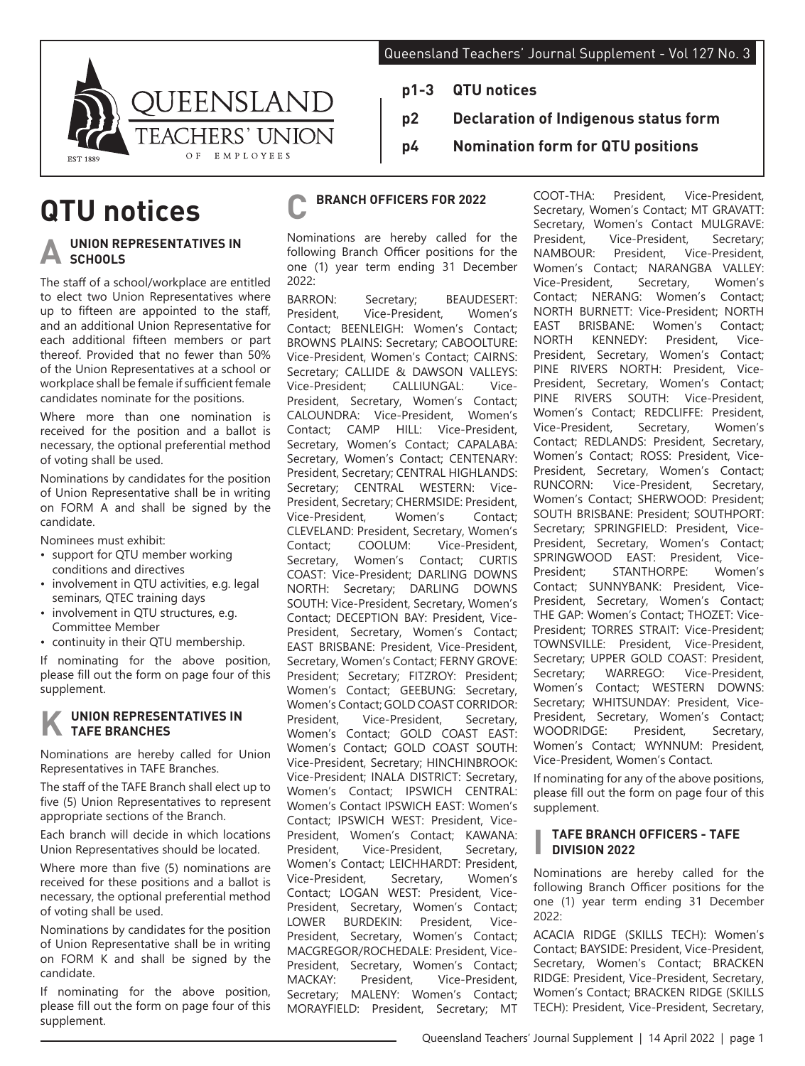QUEENSLAND TEACHERS' UNION OF EMPLOYEES

EST 1889

Queensland Teachers' Journal Supplement - Vol 127 No. 3

**p1-3 QTU notices**

**p2 Declaration of Indigenous status form**

**p4 Nomination form for QTU positions**

# QTU notices

## A UNION REPRESENTATIVES IN SCHOOLS

The staff of a school/workplace are entitled to elect two Union Representatives where up to fifteen are appointed to the staff, and an additional Union Representative for each additional fifteen members or part thereof. Provided that no fewer than 50% of the Union Representatives at a school or workplace shall be female if sufficient female candidates nominate for the positions.

Where more than one nomination is received for the position and a ballot is necessary, the optional preferential method of voting shall be used.

Nominations by candidates for the position of Union Representative shall be in writing on FORM A and shall be signed by the candidate.

Nominees must exhibit:

- support for QTU member working conditions and directives
- involvement in QTU activities, e.g. legal seminars, QTEC training days
- involvement in QTU structures, e.g. Committee Member
- continuity in their QTU membership.

If nominating for the above position, please fill out the form on page four of this supplement.

## K UNION REPRESENTATIVES IN TAFE BRANCHES

Nominations are hereby called for Union Representatives in TAFE Branches.

The staff of the TAFE Branch shall elect up to five (5) Union Representatives to represent appropriate sections of the Branch.

Each branch will decide in which locations Union Representatives should be located.

Where more than five (5) nominations are received for these positions and a ballot is necessary, the optional preferential method of voting shall be used.

Nominations by candidates for the position of Union Representative shall be in writing on FORM K and shall be signed by the candidate.

If nominating for the above position, please fill out the form on page four of this supplement.

## C BRANCH OFFICERS FOR 2022

Nominations are hereby called for the following Branch Officer positions for the one (1) year term ending 31 December 2022:

BARRON: Secretary; BEAUDESERT: President, Vice-President, Women's Contact; BEENLEIGH: Women's Contact; BROWNS PLAINS: Secretary; CABOOLTURE: Vice-President, Women's Contact; CAIRNS: Secretary; CALLIDE & DAWSON VALLEYS: Vice-President; CALLIUNGAL: Vice-President, Secretary, Women's Contact; CALOUNDRA: Vice-President, Women's Contact; CAMP HILL: Vice-President, Secretary, Women's Contact; CAPALABA: Secretary, Women's Contact; CENTENARY: President, Secretary; CENTRAL HIGHLANDS: Secretary; CENTRAL WESTERN: Vice-President, Secretary; CHERMSIDE: President, Vice-President, Women's Contact; CLEVELAND: President, Secretary, Women's Contact; COOLUM: Vice-President, Secretary, Women's Contact; CURTIS COAST: Vice-President; DARLING DOWNS NORTH: Secretary; DARLING DOWNS SOUTH: Vice-President, Secretary, Women's Contact; DECEPTION BAY: President, Vice-President, Secretary, Women's Contact; EAST BRISBANE: President, Vice-President, Secretary, Women's Contact; FERNY GROVE: President; Secretary; FITZROY: President; Women's Contact; GEEBUNG: Secretary, Women's Contact; GOLD COAST CORRIDOR: President, Vice-President, Secretary, Women's Contact; GOLD COAST EAST: Women's Contact; GOLD COAST SOUTH: Vice-President, Secretary; HINCHINBROOK: Vice-President; INALA DISTRICT: Secretary, Women's Contact; IPSWICH CENTRAL: Women's Contact IPSWICH EAST: Women's Contact; IPSWICH WEST: President, Vice-President, Women's Contact; KAWANA: President, Vice-President, Secretary, Women's Contact; LEICHHARDT: President, Vice-President, Secretary, Women's Contact; LOGAN WEST: President, Vice-President, Secretary, Women's Contact; LOWER BURDEKIN: President, Vice-President, Secretary, Women's Contact; MACGREGOR/ROCHEDALE: President, Vice-President, Secretary, Women's Contact; MACKAY: President, Vice-President, Secretary; MALENY: Women's Contact; MORAYFIELD: President, Secretary; MT COOT-THA: President, Vice-President, Secretary, Women's Contact; MT GRAVATT: Secretary, Women's Contact MULGRAVE: President, Vice-President, Secretary; NAMBOUR: President, Vice-President, Women's Contact; NARANGBA VALLEY: Vice-President, Secretary, Women's Contact; NERANG: Women's Contact; NORTH BURNETT: Vice-President; NORTH EAST BRISBANE: Women's Contact; NORTH KENNEDY: President, Vice-President, Secretary, Women's Contact; PINE RIVERS NORTH: President, Vice-President, Secretary, Women's Contact; PINE RIVERS SOUTH: Vice-President, Women's Contact; REDCLIFFE: President, Vice-President, Secretary, Women's Contact; REDLANDS: President, Secretary, Women's Contact; ROSS: President, Vice-President, Secretary, Women's Contact; RUNCORN: Vice-President, Secretary, Women's Contact; SHERWOOD: President; SOUTH BRISBANE: President; SOUTHPORT: Secretary; SPRINGFIELD: President, Vice-President, Secretary, Women's Contact; SPRINGWOOD EAST: President, Vice-President; STANTHORPE: Women's Contact; SUNNYBANK: President, Vice-President, Secretary, Women's Contact; THE GAP: Women's Contact; THOZET: Vice-President; TORRES STRAIT: Vice-President; TOWNSVILLE: President, Vice-President, Secretary; UPPER GOLD COAST: President, Secretary; WARREGO: Vice-President, Women's Contact; WESTERN DOWNS: Secretary; WHITSUNDAY: President, Vice-President, Secretary, Women's Contact; WOODRIDGE: President, Secretary, Women's Contact; WYNNUM: President, Vice-President, Women's Contact.

If nominating for any of the above positions, please fill out the form on page four of this supplement.

## I TAFE BRANCH OFFICERS - TAFE DIVISION 2022

Nominations are hereby called for the following Branch Officer positions for the one (1) year term ending 31 December 2022:

ACACIA RIDGE (SKILLS TECH): Women's Contact; BAYSIDE: President, Vice-President, Secretary, Women's Contact; BRACKEN RIDGE: President, Vice-President, Secretary, Women's Contact; BRACKEN RIDGE (SKILLS TECH): President, Vice-President, Secretary,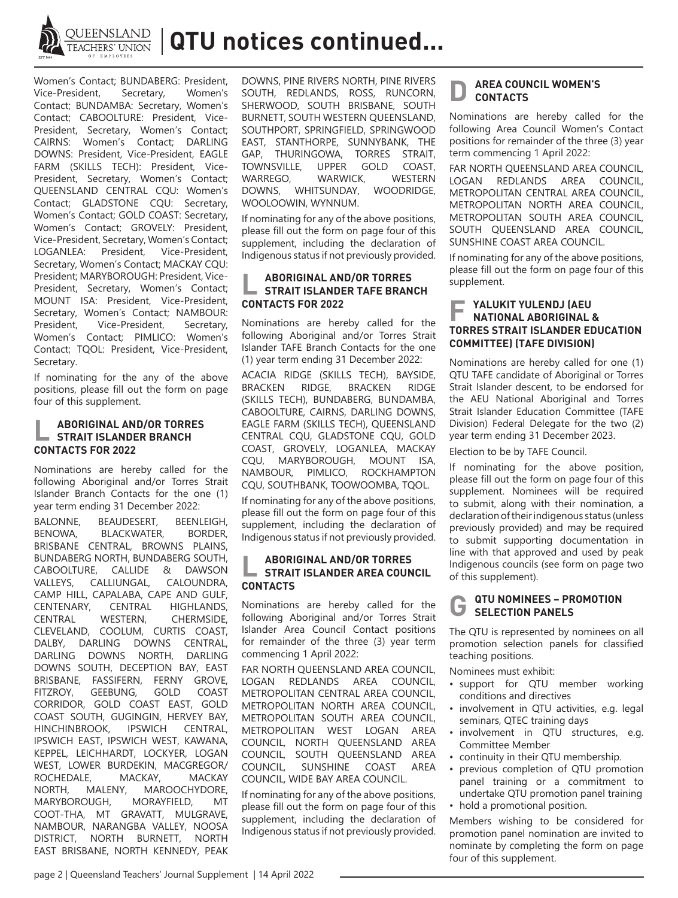# QTU notices continued...

Women's Contact; BUNDABERG: President, Vice-President, Secretary, Women's Contact; BUNDAMBA: Secretary, Women's Contact; CABOOLTURE: President, Vice-President, Secretary, Women's Contact; CAIRNS: Women's Contact; DARLING DOWNS: President, Vice-President, EAGLE FARM (SKILLS TECH): President, Vice-President, Secretary, Women's Contact; QUEENSLAND CENTRAL CQU: Women's Contact; GLADSTONE CQU: Secretary, Women's Contact; GOLD COAST: Secretary, Women's Contact; GROVELY: President, Vice-President, Secretary, Women's Contact; LOGANLEA: President, Vice-President, Secretary, Women's Contact; MACKAY CQU: President; MARYBOROUGH: President, Vice-President, Secretary, Women's Contact; MOUNT ISA: President, Vice-President, Secretary, Women's Contact; NAMBOUR: President, Vice-President, Secretary, Women's Contact; PIMLICO: Women's Contact; TQOL: President, Vice-President, Secretary.

If nominating for the any of the above positions, please fill out the form on page four of this supplement.

## L ABORIGINAL AND/OR TORRES STRAIT ISLANDER BRANCH CONTACTS FOR 2022

Nominations are hereby called for the following Aboriginal and/or Torres Strait Islander Branch Contacts for the one (1) year term ending 31 December 2022:

BALONNE, BEAUDESERT, BEENLEIGH, BENOWA, BLACKWATER, BORDER, BRISBANE CENTRAL, BROWNS PLAINS, BUNDABERG NORTH, BUNDABERG SOUTH, CABOOLTURE, CALLIDE & DAWSON VALLEYS, CALLIUNGAL, CALOUNDRA, CAMP HILL, CAPALABA, CAPE AND GULF, CENTENARY, CENTRAL HIGHLANDS, CENTRAL WESTERN, CHERMSIDE, CLEVELAND, COOLUM, CURTIS COAST, DALBY, DARLING DOWNS CENTRAL, DARLING DOWNS NORTH, DARLING DOWNS SOUTH, DECEPTION BAY, EAST BRISBANE, FASSIFERN, FERNY GROVE, FITZROY, GEEBUNG, GOLD COAST CORRIDOR, GOLD COAST EAST, GOLD COAST SOUTH, GUGINGIN, HERVEY BAY, HINCHINBROOK, IPSWICH CENTRAL, IPSWICH EAST, IPSWICH WEST, KAWANA, KEPPEL, LEICHHARDT, LOCKYER, LOGAN WEST, LOWER BURDEKIN, MACGREGOR/ROCHEDALE, MACKAY, MACKAY NORTH, MALENY, MAROOCHYDORE, MARYBOROUGH, MORAYFIELD, MT COOT-THA, MT GRAVATT, MULGRAVE, NAMBOUR, NARANGBA VALLEY, NOOSA DISTRICT, NORTH BURNETT, NORTH EAST BRISBANE, NORTH KENNEDY, PEAK DOWNS, PINE RIVERS NORTH, PINE RIVERS SOUTH, REDLANDS, ROSS, RUNCORN, SHERWOOD, SOUTH BRISBANE, SOUTH BURNETT, SOUTH WESTERN QUEENSLAND, SOUTHPORT, SPRINGFIELD, SPRINGWOOD EAST, STANTHORPE, SUNNYBANK, THE GAP, THURINGOWA, TORRES STRAIT, TOWNSVILLE, UPPER GOLD COAST, WARREGO, WARWICK, WESTERN DOWNS, WHITSUNDAY, WOODRIDGE, WOOLOOWIN, WYNNUM.

If nominating for any of the above positions, please fill out the form on page four of this supplement, including the declaration of Indigenous status if not previously provided.

## L ABORIGINAL AND/OR TORRES STRAIT ISLANDER TAFE BRANCH CONTACTS FOR 2022

Nominations are hereby called for the following Aboriginal and/or Torres Strait Islander TAFE Branch Contacts for the one (1) year term ending 31 December 2022:

ACACIA RIDGE (SKILLS TECH), BAYSIDE, BRACKEN RIDGE, BRACKEN RIDGE (SKILLS TECH), BUNDABERG, BUNDAMBA, CABOOLTURE, CAIRNS, DARLING DOWNS, EAGLE FARM (SKILLS TECH), QUEENSLAND CENTRAL CQU, GLADSTONE CQU, GOLD COAST, GROVELY, LOGANLEA, MACKAY CQU, MARYBOROUGH, MOUNT ISA, NAMBOUR, PIMLICO, ROCKHAMPTON CQU, SOUTHBANK, TOOWOOMBA, TQOL.

If nominating for any of the above positions, please fill out the form on page four of this supplement, including the declaration of Indigenous status if not previously provided.

## L ABORIGINAL AND/OR TORRES STRAIT ISLANDER AREA COUNCIL CONTACTS

Nominations are hereby called for the following Aboriginal and/or Torres Strait Islander Area Council Contact positions for remainder of the three (3) year term commencing 1 April 2022:

FAR NORTH QUEENSLAND AREA COUNCIL, LOGAN REDLANDS AREA COUNCIL, METROPOLITAN CENTRAL AREA COUNCIL, METROPOLITAN NORTH AREA COUNCIL, METROPOLITAN SOUTH AREA COUNCIL, METROPOLITAN WEST LOGAN AREA COUNCIL, NORTH QUEENSLAND AREA COUNCIL, SOUTH QUEENSLAND AREA COUNCIL, SUNSHINE COAST AREA COUNCIL, WIDE BAY AREA COUNCIL.

If nominating for any of the above positions, please fill out the form on page four of this supplement, including the declaration of Indigenous status if not previously provided.

## D AREA COUNCIL WOMEN'S CONTACTS

Nominations are hereby called for the following Area Council Women's Contact positions for remainder of the three (3) year term commencing 1 April 2022:

FAR NORTH QUEENSLAND AREA COUNCIL, LOGAN REDLANDS AREA COUNCIL, METROPOLITAN CENTRAL AREA COUNCIL, METROPOLITAN NORTH AREA COUNCIL, METROPOLITAN SOUTH AREA COUNCIL, SOUTH QUEENSLAND AREA COUNCIL, SUNSHINE COAST AREA COUNCIL.

If nominating for any of the above positions, please fill out the form on page four of this supplement.

## F YALUKIT YULENDJ (AEU NATIONAL ABORIGINAL & TORRES STRAIT ISLANDER EDUCATION COMMITTEE) (TAFE DIVISION)

Nominations are hereby called for one (1) QTU TAFE candidate of Aboriginal or Torres Strait Islander descent, to be endorsed for the AEU National Aboriginal and Torres Strait Islander Education Committee (TAFE Division) Federal Delegate for the two (2) year term ending 31 December 2023.

Election to be by TAFE Council.

If nominating for the above position, please fill out the form on page four of this supplement. Nominees will be required to submit, along with their nomination, a declaration of their indigenous status (unless previously provided) and may be required to submit supporting documentation in line with that approved and used by peak Indigenous councils (see form on page two of this supplement).

## G QTU NOMINEES – PROMOTION SELECTION PANELS

The QTU is represented by nominees on all promotion selection panels for classified teaching positions.

Nominees must exhibit:

- support for QTU member working conditions and directives
- involvement in QTU activities, e.g. legal seminars, QTEC training days
- involvement in QTU structures, e.g. Committee Member
- continuity in their QTU membership.
- previous completion of QTU promotion panel training or a commitment to undertake QTU promotion panel training
- hold a promotional position.

Members wishing to be considered for promotion panel nomination are invited to nominate by completing the form on page four of this supplement.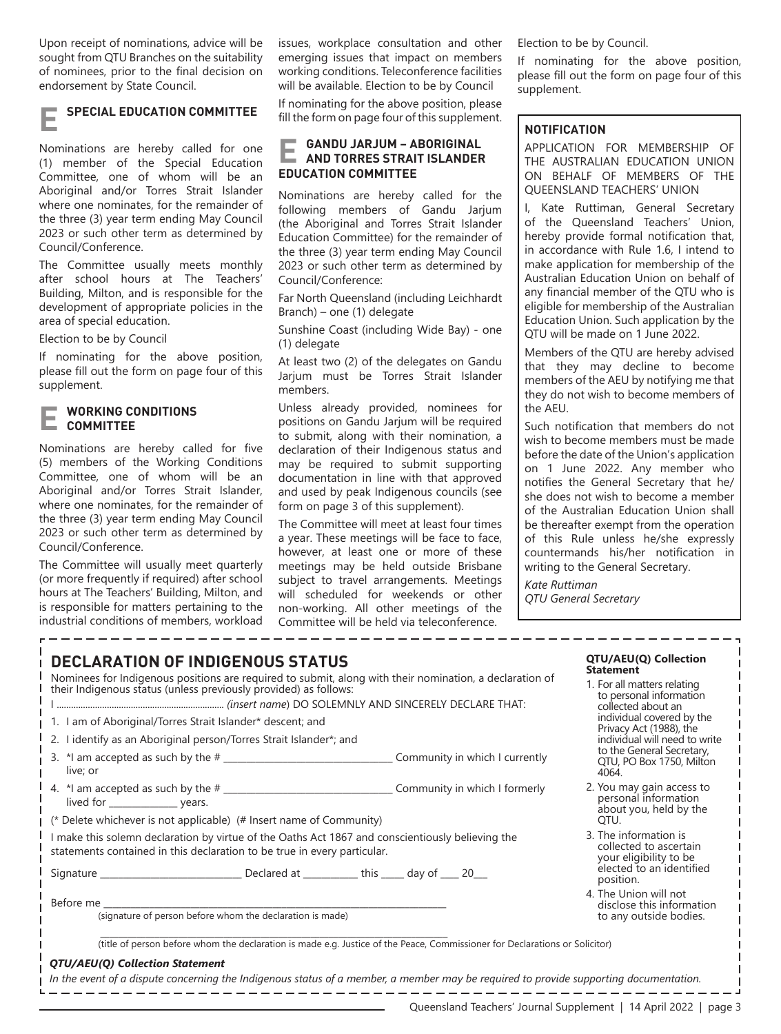Upon receipt of nominations, advice will be sought from QTU Branches on the suitability of nominees, prior to the final decision on endorsement by State Council.

## E SPECIAL EDUCATION COMMITTEE

Nominations are hereby called for one (1) member of the Special Education Committee, one of whom will be an Aboriginal and/or Torres Strait Islander where one nominates, for the remainder of the three (3) year term ending May Council 2023 or such other term as determined by Council/Conference.

The Committee usually meets monthly after school hours at The Teachers' Building, Milton, and is responsible for the development of appropriate policies in the area of special education.

Election to be by Council

If nominating for the above position, please fill out the form on page four of this supplement.

## E WORKING CONDITIONS COMMITTEE

Nominations are hereby called for five (5) members of the Working Conditions Committee, one of whom will be an Aboriginal and/or Torres Strait Islander, where one nominates, for the remainder of the three (3) year term ending May Council 2023 or such other term as determined by Council/Conference.

The Committee will usually meet quarterly (or more frequently if required) after school hours at The Teachers' Building, Milton, and is responsible for matters pertaining to the industrial conditions of members, workload issues, workplace consultation and other emerging issues that impact on members working conditions. Teleconference facilities will be available. Election to be by Council

If nominating for the above position, please fill the form on page four of this supplement.

## E GANDU JARJUM – ABORIGINAL AND TORRES STRAIT ISLANDER EDUCATION COMMITTEE

Nominations are hereby called for the following members of Gandu Jarjum (the Aboriginal and Torres Strait Islander Education Committee) for the remainder of the three (3) year term ending May Council 2023 or such other term as determined by Council/Conference:

Far North Queensland (including Leichhardt Branch) – one (1) delegate

Sunshine Coast (including Wide Bay) - one (1) delegate

At least two (2) of the delegates on Gandu Jarjum must be Torres Strait Islander members.

Unless already provided, nominees for positions on Gandu Jarjum will be required to submit, along with their nomination, a declaration of their Indigenous status and may be required to submit supporting documentation in line with that approved and used by peak Indigenous councils (see form on page 3 of this supplement).

The Committee will meet at least four times a year. These meetings will be face to face, however, at least one or more of these meetings may be held outside Brisbane subject to travel arrangements. Meetings will scheduled for weekends or other non-working. All other meetings of the Committee will be held via teleconference.

Election to be by Council.

If nominating for the above position, please fill out the form on page four of this supplement.

### NOTIFICATION

APPLICATION FOR MEMBERSHIP OF THE AUSTRALIAN EDUCATION UNION ON BEHALF OF MEMBERS OF THE QUEENSLAND TEACHERS' UNION

I, Kate Ruttiman, General Secretary of the Queensland Teachers' Union, hereby provide formal notification that, in accordance with Rule 1.6, I intend to make application for membership of the Australian Education Union on behalf of any financial member of the QTU who is eligible for membership of the Australian Education Union. Such application by the QTU will be made on 1 June 2022.

Members of the QTU are hereby advised that they may decline to become members of the AEU by notifying me that they do not wish to become members of the AEU.

Such notification that members do not wish to become members must be made before the date of the Union's application on 1 June 2022. Any member who notifies the General Secretary that he/she does not wish to become a member of the Australian Education Union shall be thereafter exempt from the operation of this Rule unless he/she expressly countermands his/her notification in writing to the General Secretary.

*Kate Ruttiman*
*QTU General Secretary*

## DECLARATION OF INDIGENOUS STATUS

Nominees for Indigenous positions are required to submit, along with their nomination, a declaration of their Indigenous status (unless previously provided) as follows:

I ...................................................................... *(insert name)* DO SOLEMNLY AND SINCERELY DECLARE THAT:

1. I am of Aboriginal/Torres Strait Islander* descent; and
2. I identify as an Aboriginal person/Torres Strait Islander*; and
3. *I am accepted as such by the # __________________________________ Community in which I currently live; or
4. *I am accepted as such by the # __________________________________ Community in which I formerly lived for ______________ years.

(* Delete whichever is not applicable) (# Insert name of Community)

I make this solemn declaration by virtue of the Oaths Act 1867 and conscientiously believing the statements contained in this declaration to be true in every particular.

Signature ____________________________ Declared at ___________ this _____ day of ____ 20___

Before me ________________________________________________________________________
(signature of person before whom the declaration is made)

________________________________________________________________________
(title of person before whom the declaration is made e.g. Justice of the Peace, Commissioner for Declarations or Solicitor)

***QTU/AEU(Q) Collection Statement***

*In the event of a dispute concerning the Indigenous status of a member, a member may be required to provide supporting documentation.*

**QTU/AEU(Q) Collection Statement**

1. For all matters relating to personal information collected about an individual covered by the Privacy Act (1988), the individual will need to write to the General Secretary, QTU, PO Box 1750, Milton 4064.
2. You may gain access to personal information about you, held by the QTU.
3. The information is collected to ascertain your eligibility to be elected to an identified position.
4. The Union will not disclose this information to any outside bodies.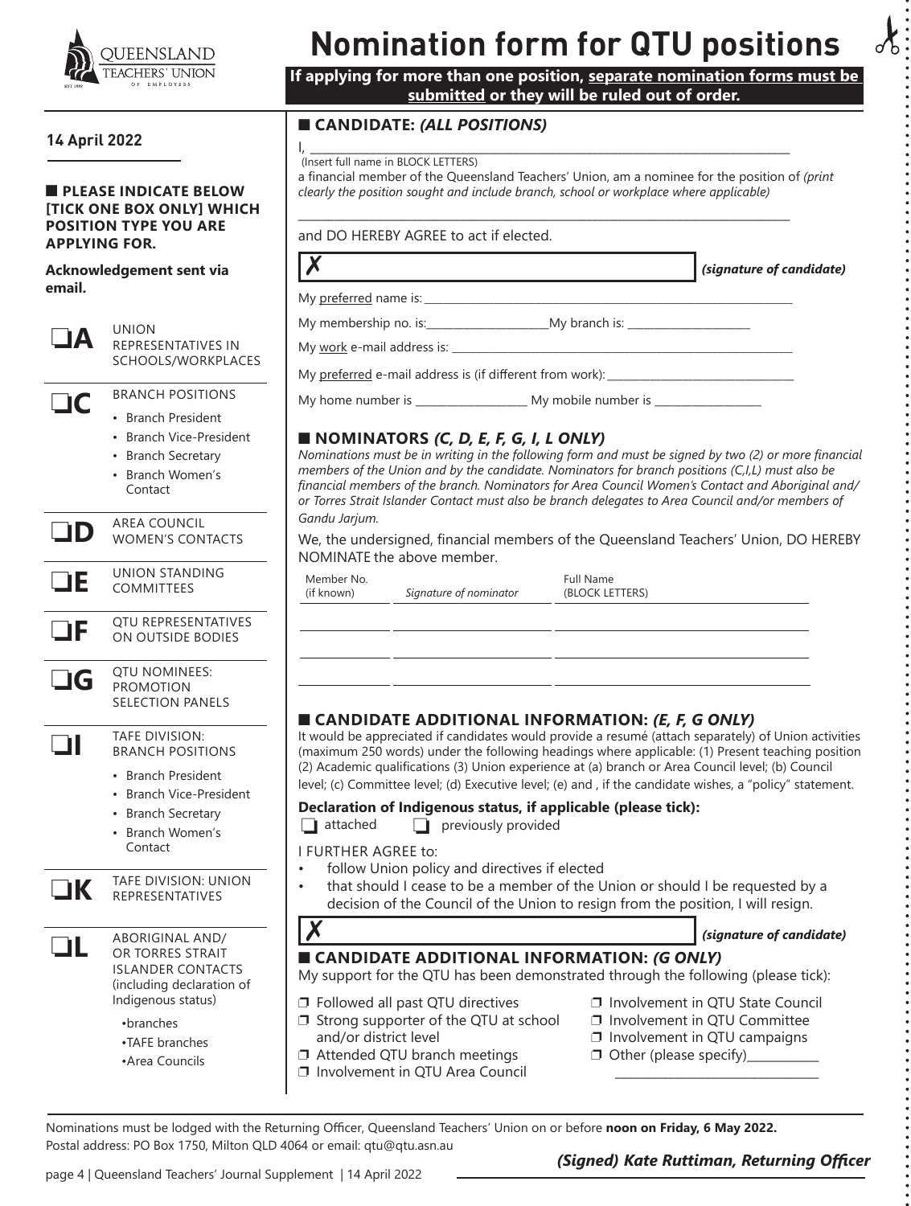# Nomination form for QTU positions

**If applying for more than one position, separate nomination forms must be submitted or they will be ruled out of order.**

**14 April 2022**

**PLEASE INDICATE BELOW [TICK ONE BOX ONLY] WHICH POSITION TYPE YOU ARE APPLYING FOR.**

**Acknowledgement sent via email.**

- ❑ **A** UNION REPRESENTATIVES IN SCHOOLS/WORKPLACES
- ❑ **C** BRANCH POSITIONS
  - Branch President
  - Branch Vice-President
  - Branch Secretary
  - Branch Women's Contact
- ❑ **D** AREA COUNCIL WOMEN'S CONTACTS
- ❑ **E** UNION STANDING COMMITTEES
- ❑ **F** QTU REPRESENTATIVES ON OUTSIDE BODIES
- ❑ **G** QTU NOMINEES: PROMOTION SELECTION PANELS
- ❑ **I** TAFE DIVISION: BRANCH POSITIONS
  - Branch President
  - Branch Vice-President
  - Branch Secretary
  - Branch Women's Contact
- ❑ **K** TAFE DIVISION: UNION REPRESENTATIVES
- ❑ **L** ABORIGINAL AND/ OR TORRES STRAIT ISLANDER CONTACTS (including declaration of Indigenous status)
  - branches
  - TAFE branches
  - Area Councils

## CANDIDATE: *(ALL POSITIONS)*

I, ______________________________________________
(Insert full name in BLOCK LETTERS)

a financial member of the Queensland Teachers' Union, am a nominee for the position of *(print clearly the position sought and include branch, school or workplace where applicable)*

______________________________________________

and DO HEREBY AGREE to act if elected.

✗ ______________________ *(signature of candidate)*

My preferred name is: ______________________

My membership no. is: ______________ My branch is: ______________

My work e-mail address is: ______________________

My preferred e-mail address is (if different from work): ______________________

My home number is ______________ My mobile number is ______________

## NOMINATORS *(C, D, E, F, G, I, L ONLY)*

*Nominations must be in writing in the following form and must be signed by two (2) or more financial members of the Union and by the candidate. Nominators for branch positions (C,I,L) must also be financial members of the branch. Nominators for Area Council Women's Contact and Aboriginal and/ or Torres Strait Islander Contact must also be branch delegates to Area Council and/or members of Gandu Jarjum.*

We, the undersigned, financial members of the Queensland Teachers' Union, DO HEREBY NOMINATE the above member.

| Member No. (if known) | *Signature of nominator* | Full Name (BLOCK LETTERS) |
|---|---|---|
| | | |
| | | |
| | | |

## CANDIDATE ADDITIONAL INFORMATION: *(E, F, G ONLY)*

It would be appreciated if candidates would provide a resumé (attach separately) of Union activities (maximum 250 words) under the following headings where applicable: (1) Present teaching position (2) Academic qualifications (3) Union experience at (a) branch or Area Council level; (b) Council level; (c) Committee level; (d) Executive level; (e) and , if the candidate wishes, a "policy" statement.

**Declaration of Indigenous status, if applicable (please tick):**

❑ attached ❑ previously provided

I FURTHER AGREE to:

- follow Union policy and directives if elected
- that should I cease to be a member of the Union or should I be requested by a decision of the Council of the Union to resign from the position, I will resign.

✗ ______________________ *(signature of candidate)*

## CANDIDATE ADDITIONAL INFORMATION: *(G ONLY)*

My support for the QTU has been demonstrated through the following (please tick):

- ❐ Followed all past QTU directives
- ❐ Strong supporter of the QTU at school and/or district level
- ❐ Attended QTU branch meetings
- ❐ Involvement in QTU Area Council
- ❐ Involvement in QTU State Council
- ❐ Involvement in QTU Committee
- ❐ Involvement in QTU campaigns
- ❐ Other (please specify)______________________

Nominations must be lodged with the Returning Officer, Queensland Teachers' Union on or before **noon on Friday, 6 May 2022.**
Postal address: PO Box 1750, Milton QLD 4064 or email: qtu@qtu.asn.au

***(Signed) Kate Ruttiman, Returning Officer***